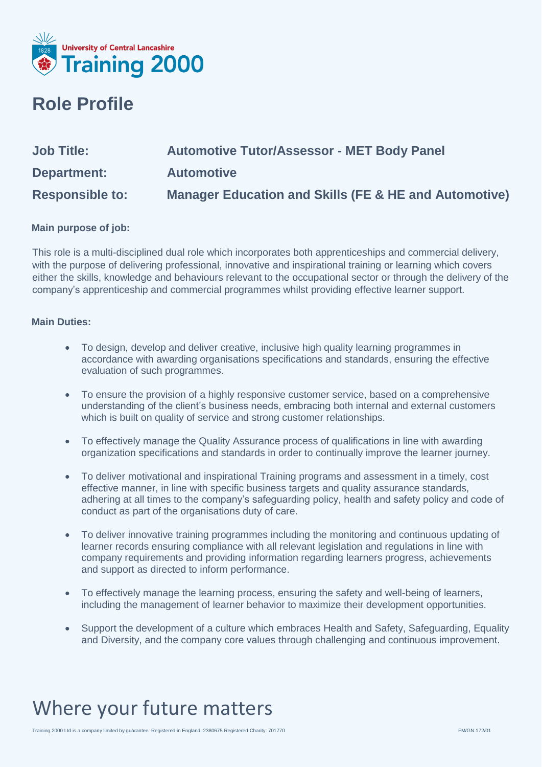University of Central Lancashire Training 2000

# Role Profile

| | |
|---|---|
| **Job Title:** | **Automotive Tutor/Assessor - MET Body Panel** |
| **Department:** | **Automotive** |
| **Responsible to:** | **Manager Education and Skills (FE & HE and Automotive)** |

**Main purpose of job:**

This role is a multi-disciplined dual role which incorporates both apprenticeships and commercial delivery, with the purpose of delivering professional, innovative and inspirational training or learning which covers either the skills, knowledge and behaviours relevant to the occupational sector or through the delivery of the company's apprenticeship and commercial programmes whilst providing effective learner support.

**Main Duties:**

- To design, develop and deliver creative, inclusive high quality learning programmes in accordance with awarding organisations specifications and standards, ensuring the effective evaluation of such programmes.
- To ensure the provision of a highly responsive customer service, based on a comprehensive understanding of the client's business needs, embracing both internal and external customers which is built on quality of service and strong customer relationships.
- To effectively manage the Quality Assurance process of qualifications in line with awarding organization specifications and standards in order to continually improve the learner journey.
- To deliver motivational and inspirational Training programs and assessment in a timely, cost effective manner, in line with specific business targets and quality assurance standards, adhering at all times to the company's safeguarding policy, health and safety policy and code of conduct as part of the organisations duty of care.
- To deliver innovative training programmes including the monitoring and continuous updating of learner records ensuring compliance with all relevant legislation and regulations in line with company requirements and providing information regarding learners progress, achievements and support as directed to inform performance.
- To effectively manage the learning process, ensuring the safety and well-being of learners, including the management of learner behavior to maximize their development opportunities.
- Support the development of a culture which embraces Health and Safety, Safeguarding, Equality and Diversity, and the company core values through challenging and continuous improvement.

Where your future matters

Training 2000 Ltd is a company limited by guarantee. Registered in England: 2380675 Registered Charity: 701770

FM/GN.172/01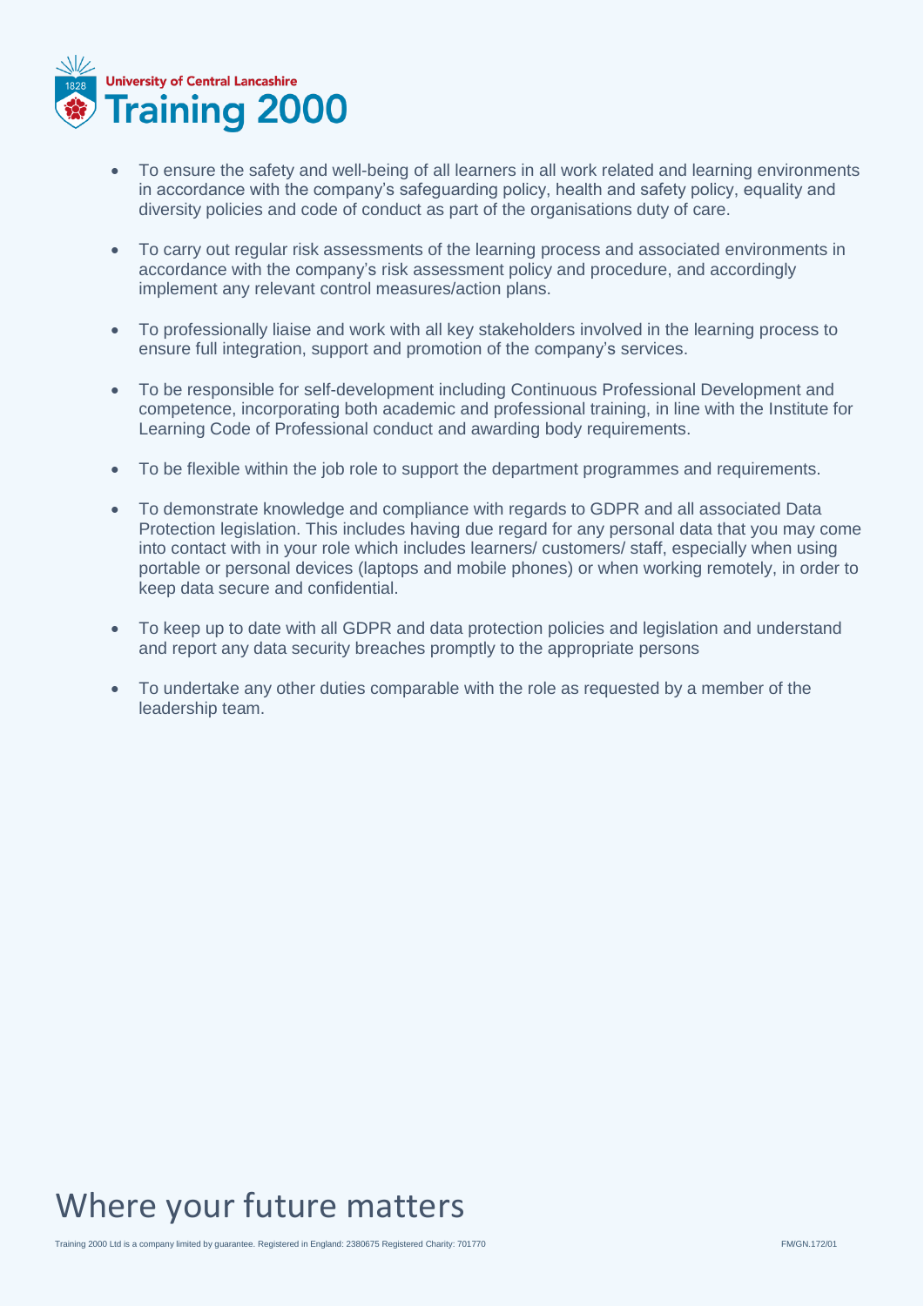- To ensure the safety and well-being of all learners in all work related and learning environments in accordance with the company's safeguarding policy, health and safety policy, equality and diversity policies and code of conduct as part of the organisations duty of care.

- To carry out regular risk assessments of the learning process and associated environments in accordance with the company's risk assessment policy and procedure, and accordingly implement any relevant control measures/action plans.

- To professionally liaise and work with all key stakeholders involved in the learning process to ensure full integration, support and promotion of the company's services.

- To be responsible for self-development including Continuous Professional Development and competence, incorporating both academic and professional training, in line with the Institute for Learning Code of Professional conduct and awarding body requirements.

- To be flexible within the job role to support the department programmes and requirements.

- To demonstrate knowledge and compliance with regards to GDPR and all associated Data Protection legislation. This includes having due regard for any personal data that you may come into contact with in your role which includes learners/ customers/ staff, especially when using portable or personal devices (laptops and mobile phones) or when working remotely, in order to keep data secure and confidential.

- To keep up to date with all GDPR and data protection policies and legislation and understand and report any data security breaches promptly to the appropriate persons

- To undertake any other duties comparable with the role as requested by a member of the leadership team.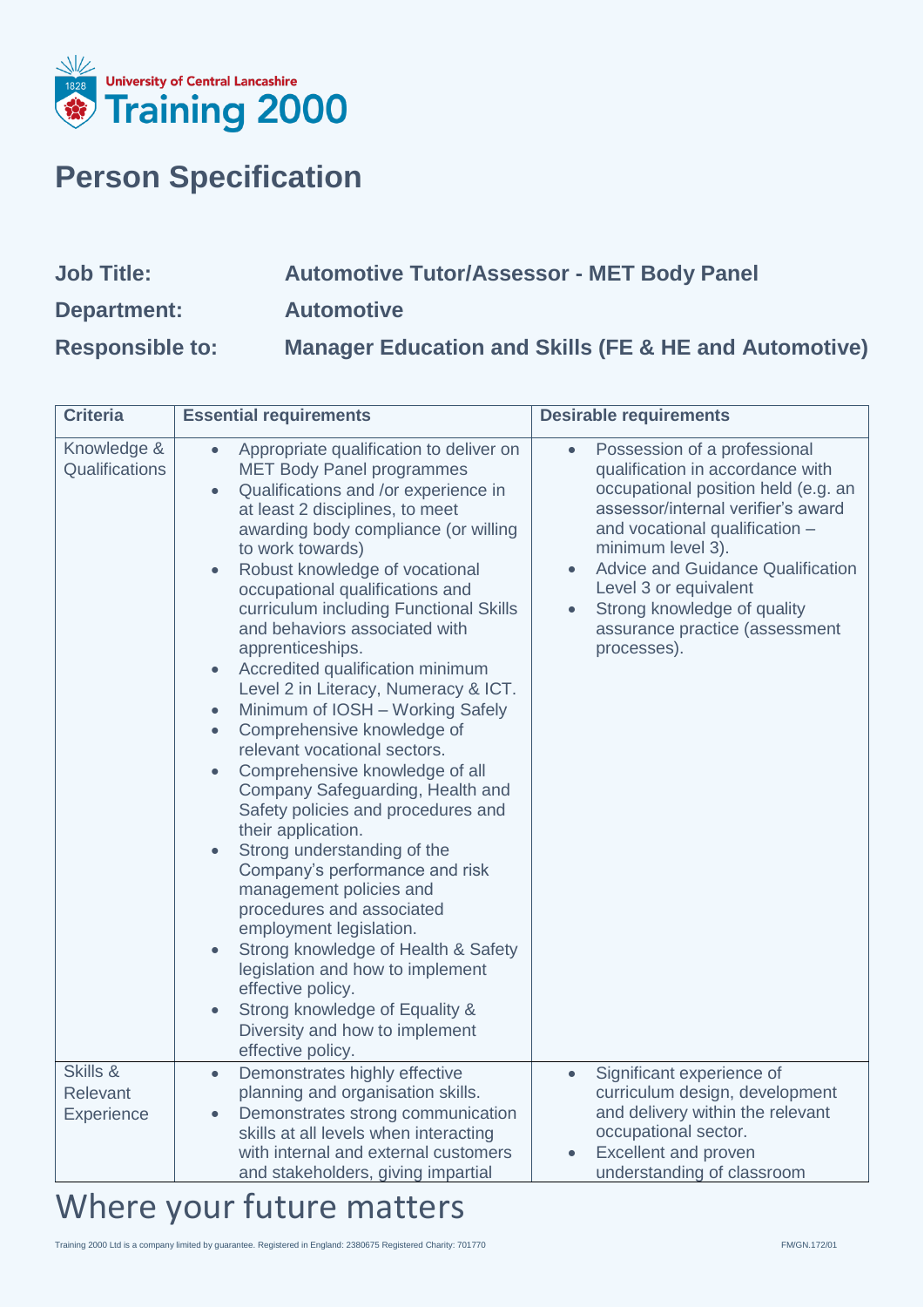# Person Specification

**Job Title:** Automotive Tutor/Assessor - MET Body Panel

**Department:** Automotive

**Responsible to:** Manager Education and Skills (FE & HE and Automotive)

| Criteria | Essential requirements | Desirable requirements |
|---|---|---|
| Knowledge & Qualifications | • Appropriate qualification to deliver on MET Body Panel programmes<br>• Qualifications and /or experience in at least 2 disciplines, to meet awarding body compliance (or willing to work towards)<br>• Robust knowledge of vocational occupational qualifications and curriculum including Functional Skills and behaviors associated with apprenticeships.<br>• Accredited qualification minimum Level 2 in Literacy, Numeracy & ICT.<br>• Minimum of IOSH – Working Safely<br>• Comprehensive knowledge of relevant vocational sectors.<br>• Comprehensive knowledge of all Company Safeguarding, Health and Safety policies and procedures and their application.<br>• Strong understanding of the Company's performance and risk management policies and procedures and associated employment legislation.<br>• Strong knowledge of Health & Safety legislation and how to implement effective policy.<br>• Strong knowledge of Equality & Diversity and how to implement effective policy. | • Possession of a professional qualification in accordance with occupational position held (e.g. an assessor/internal verifier's award and vocational qualification – minimum level 3).<br>• Advice and Guidance Qualification Level 3 or equivalent<br>• Strong knowledge of quality assurance practice (assessment processes). |
| Skills & Relevant Experience | • Demonstrates highly effective planning and organisation skills.<br>• Demonstrates strong communication skills at all levels when interacting with internal and external customers and stakeholders, giving impartial | • Significant experience of curriculum design, development and delivery within the relevant occupational sector.<br>• Excellent and proven understanding of classroom |

Where your future matters

Training 2000 Ltd is a company limited by guarantee. Registered in England: 2380675 Registered Charity: 701770

FM/GN.172/01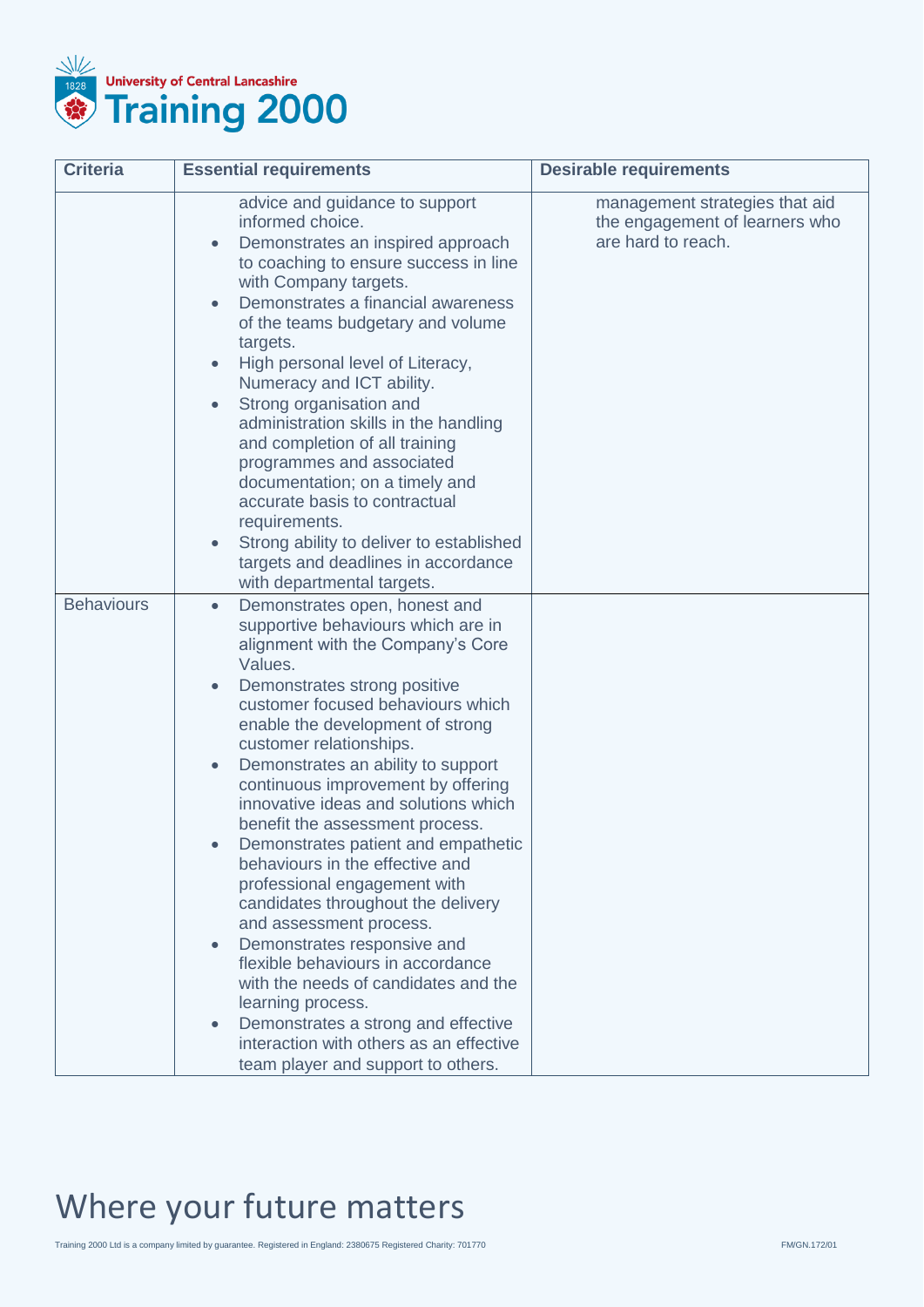| Criteria | Essential requirements | Desirable requirements |
|---|---|---|
| | advice and guidance to support informed choice.<br>• Demonstrates an inspired approach to coaching to ensure success in line with Company targets.<br>• Demonstrates a financial awareness of the teams budgetary and volume targets.<br>• High personal level of Literacy, Numeracy and ICT ability.<br>• Strong organisation and administration skills in the handling and completion of all training programmes and associated documentation; on a timely and accurate basis to contractual requirements.<br>• Strong ability to deliver to established targets and deadlines in accordance with departmental targets. | management strategies that aid the engagement of learners who are hard to reach. |
| Behaviours | • Demonstrates open, honest and supportive behaviours which are in alignment with the Company's Core Values.<br>• Demonstrates strong positive customer focused behaviours which enable the development of strong customer relationships.<br>• Demonstrates an ability to support continuous improvement by offering innovative ideas and solutions which benefit the assessment process.<br>• Demonstrates patient and empathetic behaviours in the effective and professional engagement with candidates throughout the delivery and assessment process.<br>• Demonstrates responsive and flexible behaviours in accordance with the needs of candidates and the learning process.<br>• Demonstrates a strong and effective interaction with others as an effective team player and support to others. | |

Where your future matters